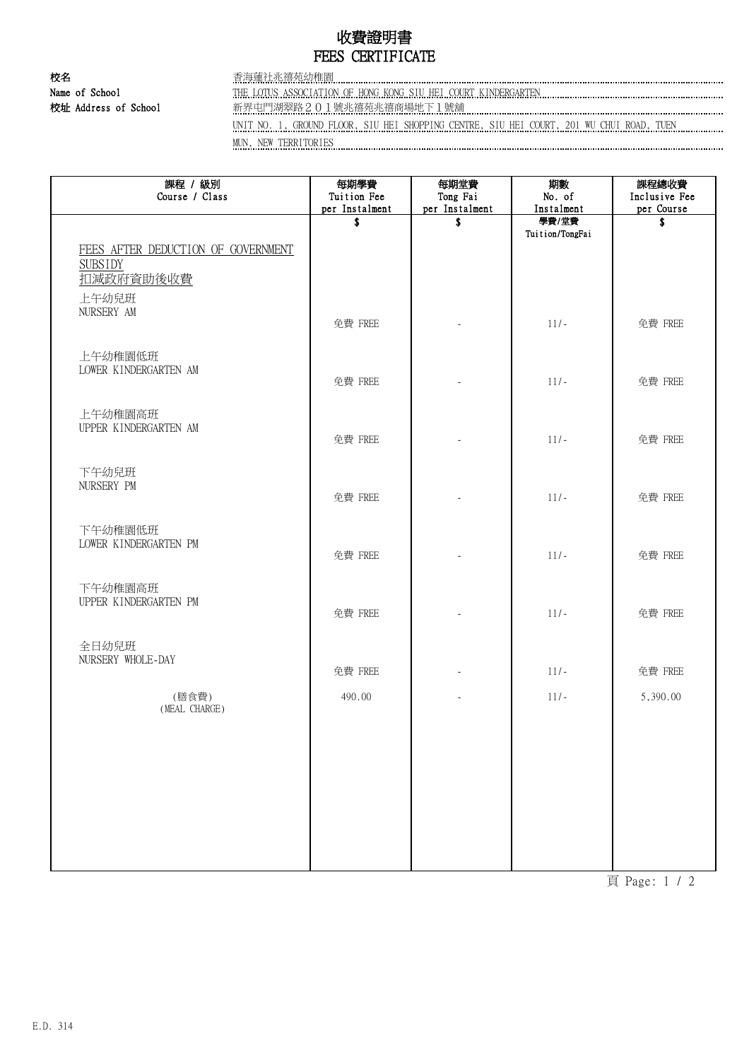# 收費證明書
# FEES CERTIFICATE

**校名**
**Name of School**

香海蓮社兆禧苑幼稚園
THE LOTUS ASSOCIATION OF HONG KONG SIU HEI COURT KINDERGARTEN

**校址 Address of School**

新界屯門湖翠路２０１號兆禧苑兆禧商場地下１號舖
UNIT NO. 1, GROUND FLOOR, SIU HEI SHOPPING CENTRE, SIU HEI COURT, 201 WU CHUI ROAD, TUEN MUN, NEW TERRITORIES

| 課程 / 級別<br>Course / Class | 每期學費<br>Tuition Fee<br>per Instalment | 每期堂費<br>Tong Fai<br>per Instalment | 期數<br>No. of<br>Instalment | 課程總收費<br>Inclusive Fee<br>per Course |
|---|---|---|---|---|
| | $ | $ | 學費/堂費<br>Tuition/TongFai | $ |
| FEES AFTER DEDUCTION OF GOVERNMENT SUBSIDY<br>扣減政府資助後收費 | | | | |
| 上午幼兒班<br>NURSERY AM | 免費 FREE | - | 11/- | 免費 FREE |
| 上午幼稚園低班<br>LOWER KINDERGARTEN AM | 免費 FREE | - | 11/- | 免費 FREE |
| 上午幼稚園高班<br>UPPER KINDERGARTEN AM | 免費 FREE | - | 11/- | 免費 FREE |
| 下午幼兒班<br>NURSERY PM | 免費 FREE | - | 11/- | 免費 FREE |
| 下午幼稚園低班<br>LOWER KINDERGARTEN PM | 免費 FREE | - | 11/- | 免費 FREE |
| 下午幼稚園高班<br>UPPER KINDERGARTEN PM | 免費 FREE | - | 11/- | 免費 FREE |
| 全日幼兒班<br>NURSERY WHOLE-DAY | 免費 FREE | - | 11/- | 免費 FREE |
| (膳食費)<br>(MEAL CHARGE) | 490.00 | - | 11/- | 5,390.00 |

E.D. 314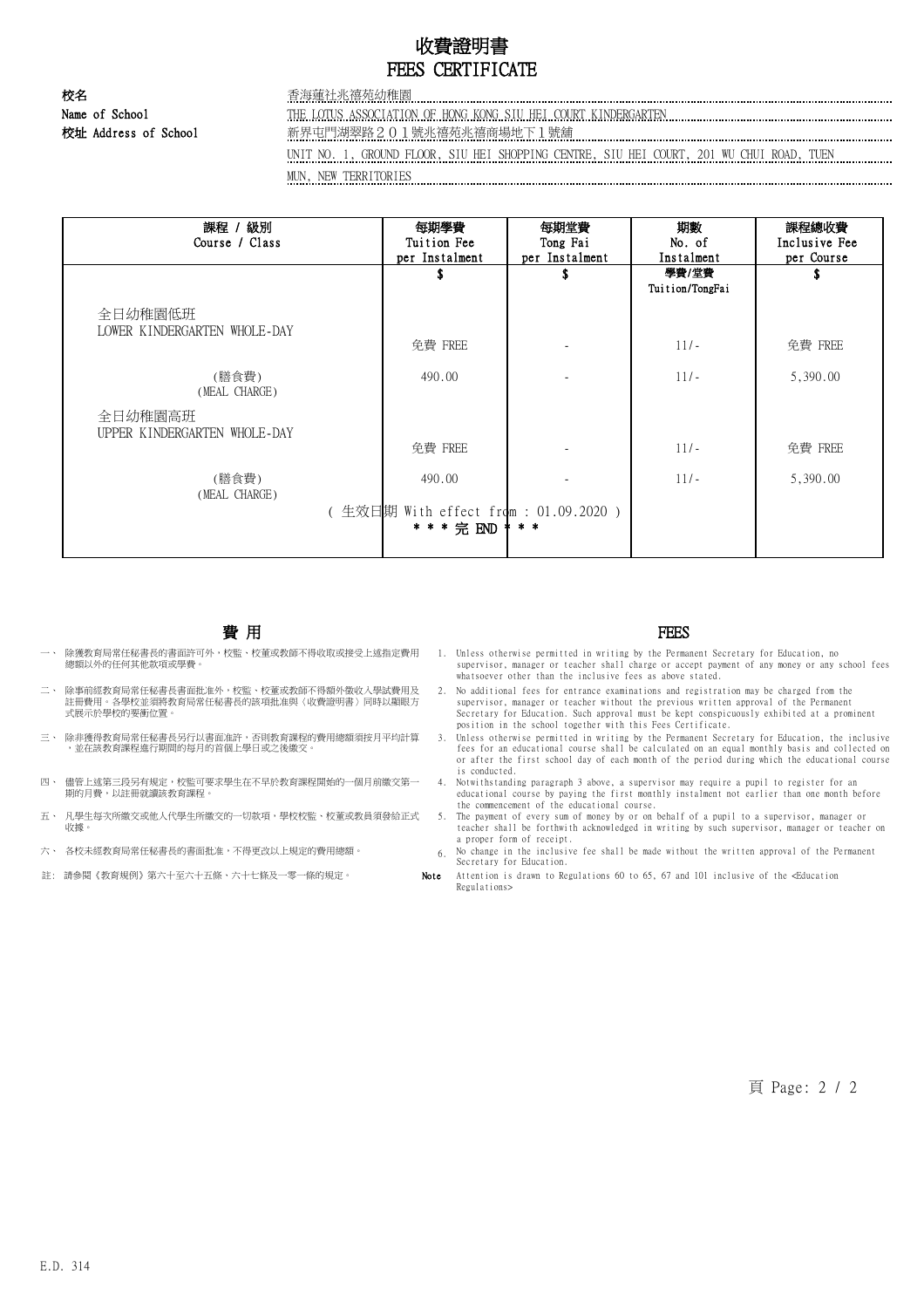# 收費證明書
# FEES CERTIFICATE

**校名**
**Name of School**
香海蓮社兆禧苑幼稚園
THE LOTUS ASSOCIATION OF HONG KONG SIU HEI COURT KINDERGARTEN

**校址 Address of School**
新界屯門湖翠路２０１號兆禧苑兆禧商場地下１號舖
UNIT NO. 1, GROUND FLOOR, SIU HEI SHOPPING CENTRE, SIU HEI COURT, 201 WU CHUI ROAD, TUEN MUN, NEW TERRITORIES

| 課程 / 級別 Course / Class | 每期學費 Tuition Fee per Instalment | 每期堂費 Tong Fai per Instalment | 期數 No. of Instalment | 課程總收費 Inclusive Fee per Course |
|---|---|---|---|---|
| | $ | $ | 學費/堂費 Tuition/TongFai | $ |
| 全日幼稚園低班 LOWER KINDERGARTEN WHOLE-DAY | 免費 FREE | - | 11/- | 免費 FREE |
| (膳食費) (MEAL CHARGE) | 490.00 | - | 11/- | 5,390.00 |
| 全日幼稚園高班 UPPER KINDERGARTEN WHOLE-DAY | 免費 FREE | - | 11/- | 免費 FREE |
| (膳食費) (MEAL CHARGE) | 490.00 | - | 11/- | 5,390.00 |
| | ( 生效日期 With effect from : 01.09.2020 ) | | | |
| | * * * 完 END * * * | | | |

## 費 用

一、 除獲教育局常任秘書長的書面許可外，校監、校董或教師不得收取或接受上述指定費用總額以外的任何其他款項或學費。

二、 除事前經教育局常任秘書長書面批准外，校監、校董或教師不得額外徵收入學試費用及註冊費用。各學校並須將教育局常任秘書長的該項批准與〈收費證明書〉同時以顯眼方式展示於學校的要衝位置。

三、 除非獲得教育局常任秘書長另行以書面准許，否則教育課程的費用總額須按月平均計算，並在該教育課程進行期間的每月的首個上學日或之後繳交。

四、 儘管上述第三段另有規定，校監可要求學生在不早於教育課程開始的一個月前繳交第一期的月費，以註冊就讀該教育課程。

五、 凡學生每次所繳交或他人代學生所繳交的一切款項，學校校監、校董或教員須發給正式收據。

六、 各校未經教育局常任秘書長的書面批准，不得更改以上規定的費用總額。

註: 請參閱《教育規例》第六十至六十五條、六十七條及一零一條的規定。

## FEES

1. Unless otherwise permitted in writing by the Permanent Secretary for Education, no supervisor, manager or teacher shall charge or accept payment of any money or any school fees whatsoever other than the inclusive fees as above stated.
2. No additional fees for entrance examinations and registration may be charged from the supervisor, manager or teacher without the previous written approval of the Permanent Secretary for Education. Such approval must be kept conspicuously exhibited at a prominent position in the school together with this Fees Certificate.
3. Unless otherwise permitted in writing by the Permanent Secretary for Education, the inclusive fees for an educational course shall be calculated on an equal monthly basis and collected on or after the first school day of each month of the period during which the educational course is conducted.
4. Notwithstanding paragraph 3 above, a supervisor may require a pupil to register for an educational course by paying the first monthly instalment not earlier than one month before the commencement of the educational course.
5. The payment of every sum of money by or on behalf of a pupil to a supervisor, manager or teacher shall be forthwith acknowledged in writing by such supervisor, manager or teacher on a proper form of receipt.
6. No change in the inclusive fee shall be made without the written approval of the Permanent Secretary for Education.

**Note** Attention is drawn to Regulations 60 to 65, 67 and 101 inclusive of the <Education Regulations>

E.D. 314